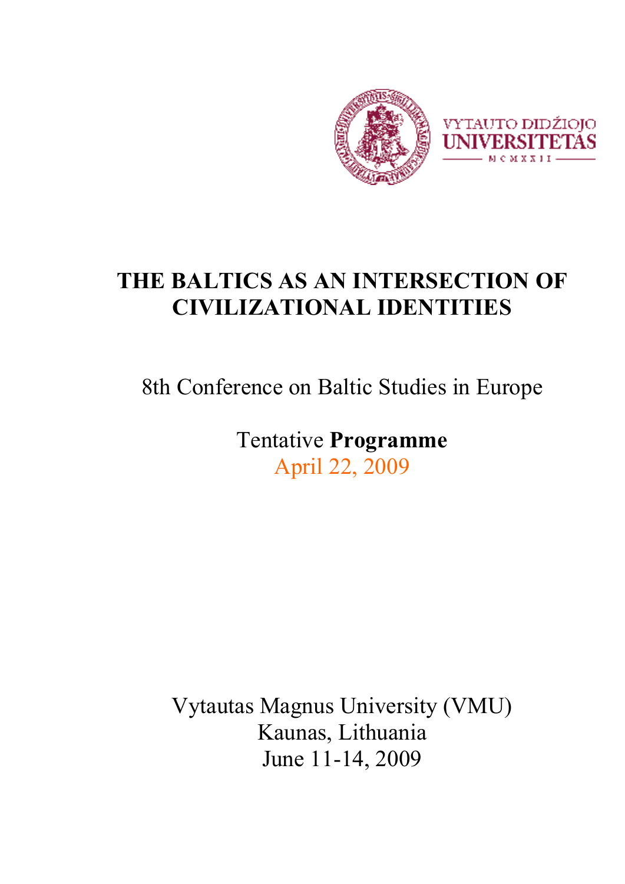VYTAUTO DIDŽIOJO UNIVERSITETAS

MCMXXII

# THE BALTICS AS AN INTERSECTION OF CIVILIZATIONAL IDENTITIES

8th Conference on Baltic Studies in Europe

Tentative **Programme**

April 22, 2009

Vytautas Magnus University (VMU)
Kaunas, Lithuania
June 11-14, 2009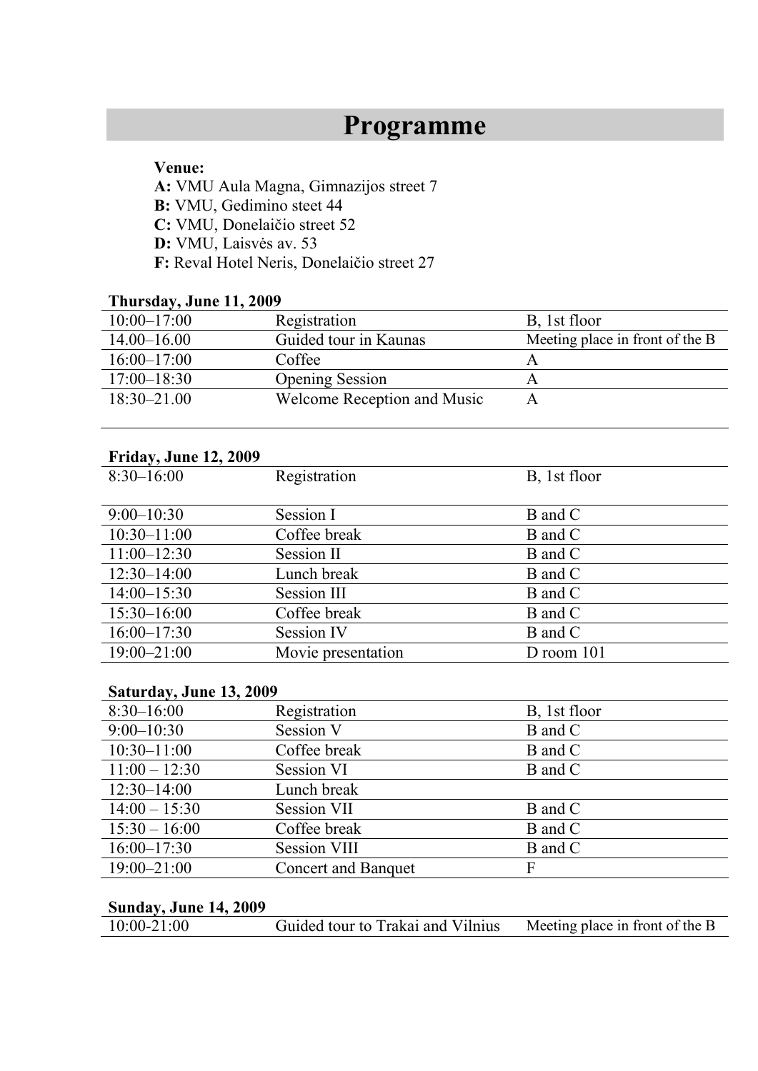# Programme

**Venue:**

**A:** VMU Aula Magna, Gimnazijos street 7
**B:** VMU, Gedimino steet 44
**C:** VMU, Donelaičio street 52
**D:** VMU, Laisvės av. 53
**F:** Reval Hotel Neris, Donelaičio street 27

**Thursday, June 11, 2009**

| | | |
|---|---|---|
| 10:00–17:00 | Registration | B, 1st floor |
| 14.00–16.00 | Guided tour in Kaunas | Meeting place in front of the B |
| 16:00–17:00 | Coffee | A |
| 17:00–18:30 | Opening Session | A |
| 18:30–21.00 | Welcome Reception and Music | A |

**Friday, June 12, 2009**

| | | |
|---|---|---|
| 8:30–16:00 | Registration | B, 1st floor |
| 9:00–10:30 | Session I | B and C |
| 10:30–11:00 | Coffee break | B and C |
| 11:00–12:30 | Session II | B and C |
| 12:30–14:00 | Lunch break | B and C |
| 14:00–15:30 | Session III | B and C |
| 15:30–16:00 | Coffee break | B and C |
| 16:00–17:30 | Session IV | B and C |
| 19:00–21:00 | Movie presentation | D room 101 |

**Saturday, June 13, 2009**

| | | |
|---|---|---|
| 8:30–16:00 | Registration | B, 1st floor |
| 9:00–10:30 | Session V | B and C |
| 10:30–11:00 | Coffee break | B and C |
| 11:00 – 12:30 | Session VI | B and C |
| 12:30–14:00 | Lunch break | |
| 14:00 – 15:30 | Session VII | B and C |
| 15:30 – 16:00 | Coffee break | B and C |
| 16:00–17:30 | Session VIII | B and C |
| 19:00–21:00 | Concert and Banquet | F |

**Sunday, June 14, 2009**

| | | |
|---|---|---|
| 10:00-21:00 | Guided tour to Trakai and Vilnius | Meeting place in front of the B |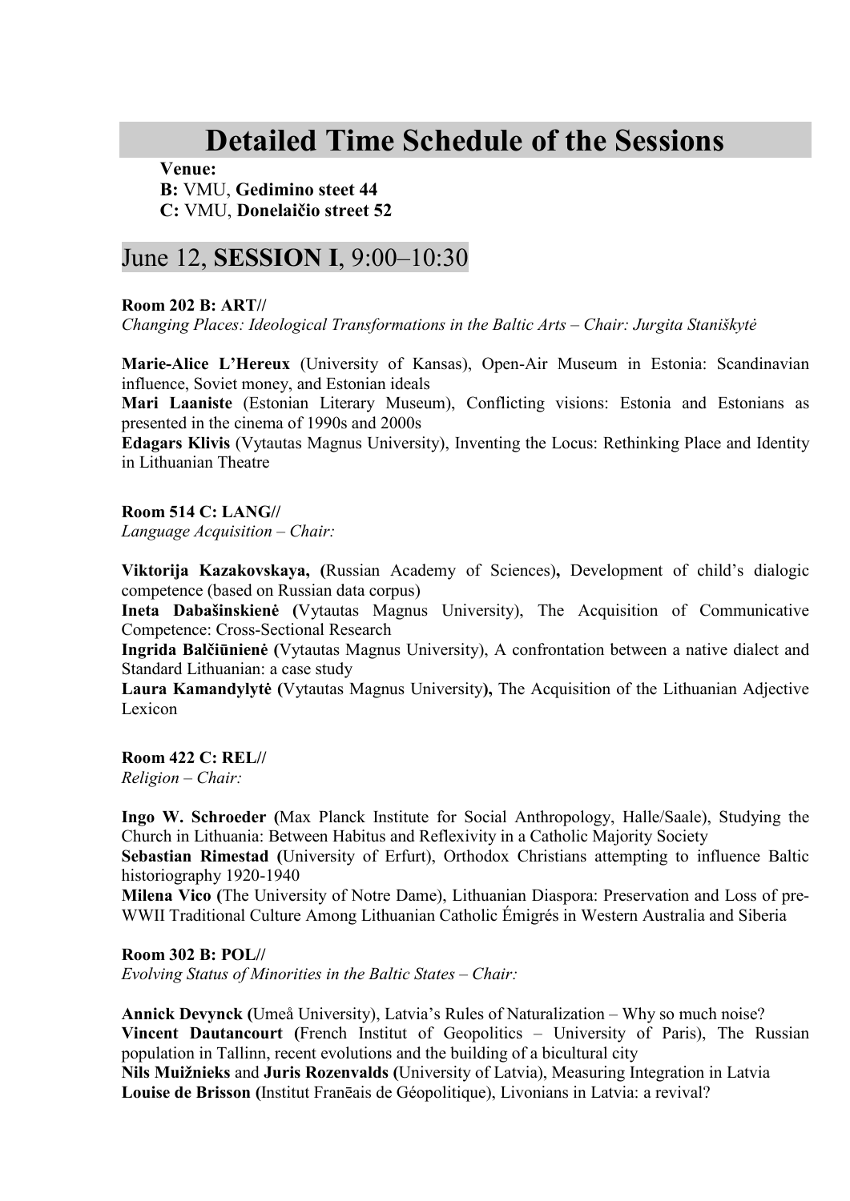# Detailed Time Schedule of the Sessions

**Venue:**
**B:** VMU, **Gedimino steet 44**
**C:** VMU, **Donelaičio street 52**

## June 12, **SESSION I**, 9:00–10:30

**Room 202 B: ART//**
*Changing Places: Ideological Transformations in the Baltic Arts – Chair: Jurgita Staniškytė*

**Marie-Alice L'Hereux** (University of Kansas), Open-Air Museum in Estonia: Scandinavian influence, Soviet money, and Estonian ideals
**Mari Laaniste** (Estonian Literary Museum), Conflicting visions: Estonia and Estonians as presented in the cinema of 1990s and 2000s
**Edagars Klivis** (Vytautas Magnus University), Inventing the Locus: Rethinking Place and Identity in Lithuanian Theatre

**Room 514 C: LANG//**
*Language Acquisition – Chair:*

**Viktorija Kazakovskaya, (**Russian Academy of Sciences**),** Development of child's dialogic competence (based on Russian data corpus)
**Ineta Dabašinskienė (**Vytautas Magnus University), The Acquisition of Communicative Competence: Cross-Sectional Research
**Ingrida Balčiūnienė (**Vytautas Magnus University), A confrontation between a native dialect and Standard Lithuanian: a case study
**Laura Kamandylytė (**Vytautas Magnus University**),** The Acquisition of the Lithuanian Adjective Lexicon

**Room 422 C: REL//**
*Religion – Chair:*

**Ingo W. Schroeder (**Max Planck Institute for Social Anthropology, Halle/Saale), Studying the Church in Lithuania: Between Habitus and Reflexivity in a Catholic Majority Society
**Sebastian Rimestad (**University of Erfurt), Orthodox Christians attempting to influence Baltic historiography 1920-1940
**Milena Vico (**The University of Notre Dame), Lithuanian Diaspora: Preservation and Loss of pre-WWII Traditional Culture Among Lithuanian Catholic Émigrés in Western Australia and Siberia

**Room 302 B: POL//**
*Evolving Status of Minorities in the Baltic States – Chair:*

**Annick Devynck (**Umeå University), Latvia's Rules of Naturalization – Why so much noise?
**Vincent Dautancourt (**French Institut of Geopolitics – University of Paris), The Russian population in Tallinn, recent evolutions and the building of a bicultural city
**Nils Muižnieks** and **Juris Rozenvalds (**University of Latvia), Measuring Integration in Latvia
**Louise de Brisson (**Institut Franēais de Géopolitique), Livonians in Latvia: a revival?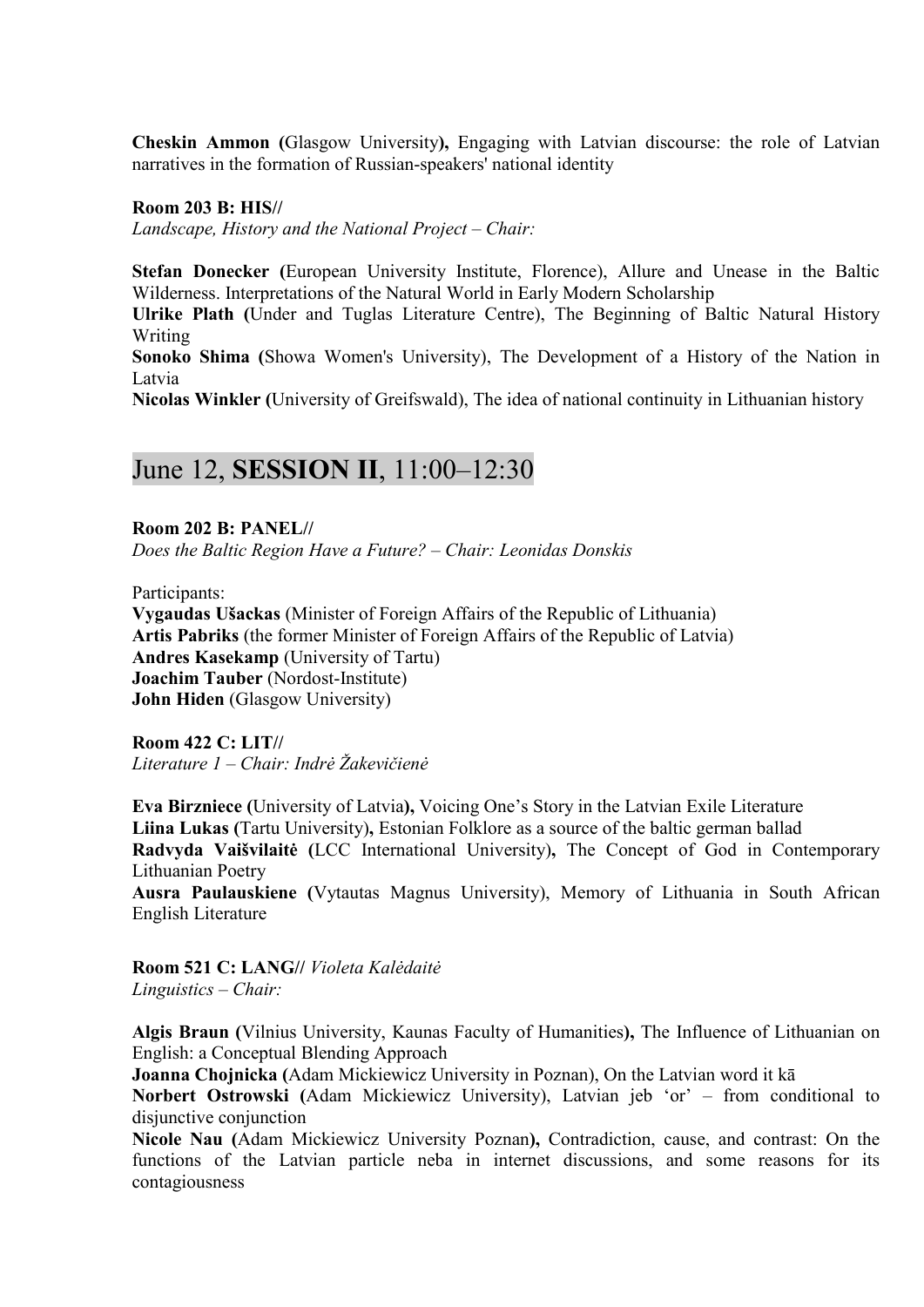**Cheskin Ammon (**Glasgow University**),** Engaging with Latvian discourse: the role of Latvian narratives in the formation of Russian-speakers' national identity

**Room 203 B: HIS//**
*Landscape, History and the National Project – Chair:*

**Stefan Donecker (**European University Institute, Florence), Allure and Unease in the Baltic Wilderness. Interpretations of the Natural World in Early Modern Scholarship
**Ulrike Plath (**Under and Tuglas Literature Centre), The Beginning of Baltic Natural History Writing
**Sonoko Shima (**Showa Women's University), The Development of a History of the Nation in Latvia
**Nicolas Winkler (**University of Greifswald), The idea of national continuity in Lithuanian history

## June 12, **SESSION II**, 11:00–12:30

**Room 202 B: PANEL//**
*Does the Baltic Region Have a Future? – Chair: Leonidas Donskis*

Participants:
**Vygaudas Ušackas** (Minister of Foreign Affairs of the Republic of Lithuania)
**Artis Pabriks** (the former Minister of Foreign Affairs of the Republic of Latvia)
**Andres Kasekamp** (University of Tartu)
**Joachim Tauber** (Nordost-Institute)
**John Hiden** (Glasgow University)

**Room 422 C: LIT//**
*Literature 1 – Chair: Indrė Žakevičienė*

**Eva Birzniece (**University of Latvia**),** Voicing One's Story in the Latvian Exile Literature
**Liina Lukas (**Tartu University)**,** Estonian Folklore as a source of the baltic german ballad
**Radvyda Vaišvilaitė (**LCC International University)**,** The Concept of God in Contemporary Lithuanian Poetry
**Ausra Paulauskiene (**Vytautas Magnus University), Memory of Lithuania in South African English Literature

**Room 521 C: LANG//** *Violeta Kalėdaitė*
*Linguistics – Chair:*

**Algis Braun (**Vilnius University, Kaunas Faculty of Humanities**),** The Influence of Lithuanian on English: a Conceptual Blending Approach
**Joanna Chojnicka (**Adam Mickiewicz University in Poznan), On the Latvian word it kā
**Norbert Ostrowski (**Adam Mickiewicz University), Latvian jeb 'or' – from conditional to disjunctive conjunction
**Nicole Nau (**Adam Mickiewicz University Poznan**),** Contradiction, cause, and contrast: On the functions of the Latvian particle neba in internet discussions, and some reasons for its contagiousness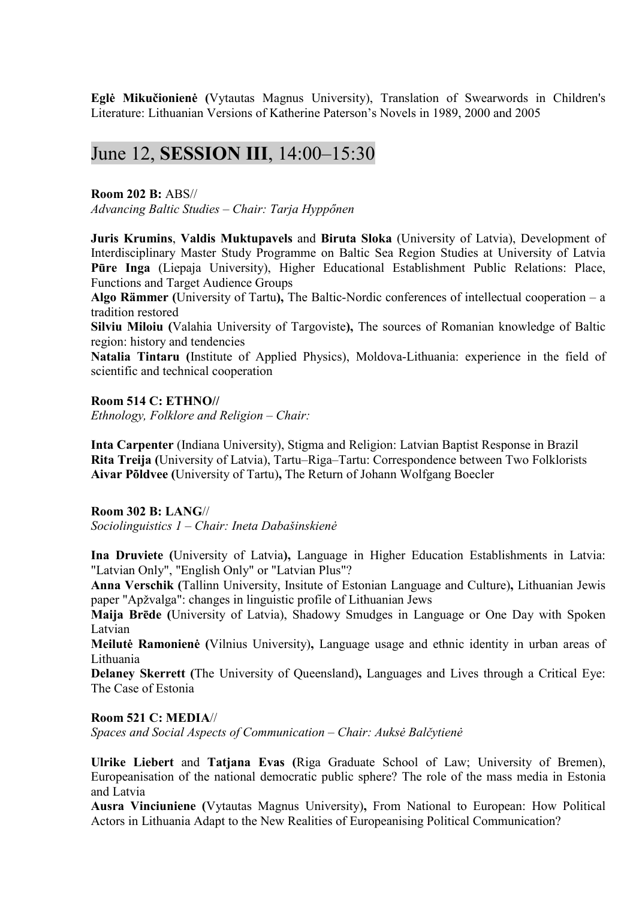**Eglė Mikučionienė (**Vytautas Magnus University), Translation of Swearwords in Children's Literature: Lithuanian Versions of Katherine Paterson's Novels in 1989, 2000 and 2005

## June 12, **SESSION III**, 14:00–15:30

**Room 202 B:** ABS//
*Advancing Baltic Studies – Chair: Tarja Hyppőnen*

**Juris Krumins**, **Valdis Muktupavels** and **Biruta Sloka** (University of Latvia), Development of Interdisciplinary Master Study Programme on Baltic Sea Region Studies at University of Latvia
**Pūre Inga** (Liepaja University), Higher Educational Establishment Public Relations: Place, Functions and Target Audience Groups
**Algo Rämmer (**University of Tartu**),** The Baltic-Nordic conferences of intellectual cooperation – a tradition restored
**Silviu Miloiu (**Valahia University of Targoviste**),** The sources of Romanian knowledge of Baltic region: history and tendencies
**Natalia Tintaru (**Institute of Applied Physics), Moldova-Lithuania: experience in the field of scientific and technical cooperation

**Room 514 C: ETHNO//**
*Ethnology, Folklore and Religion – Chair:*

**Inta Carpenter** (Indiana University), Stigma and Religion: Latvian Baptist Response in Brazil
**Rita Treija (**University of Latvia), Tartu–Riga–Tartu: Correspondence between Two Folklorists
**Aivar Põldvee (**University of Tartu**),** The Return of Johann Wolfgang Boecler

**Room 302 B: LANG**//
*Sociolinguistics 1 – Chair: Ineta Dabašinskienė*

**Ina Druviete (**University of Latvia**),** Language in Higher Education Establishments in Latvia: "Latvian Only", "English Only" or "Latvian Plus"?
**Anna Verschik (**Tallinn University, Insitute of Estonian Language and Culture**),** Lithuanian Jewis paper "Apžvalga": changes in linguistic profile of Lithuanian Jews
**Maija Brēde (**University of Latvia), Shadowy Smudges in Language or One Day with Spoken Latvian
**Meilutė Ramonienė (**Vilnius University)**,** Language usage and ethnic identity in urban areas of Lithuania
**Delaney Skerrett (**The University of Queensland)**,** Languages and Lives through a Critical Eye: The Case of Estonia

**Room 521 C: MEDIA**//
*Spaces and Social Aspects of Communication – Chair: Auksė Balčytienė*

**Ulrike Liebert** and **Tatjana Evas (**Riga Graduate School of Law; University of Bremen), Europeanisation of the national democratic public sphere? The role of the mass media in Estonia and Latvia
**Ausra Vinciuniene (**Vytautas Magnus University)**,** From National to European: How Political Actors in Lithuania Adapt to the New Realities of Europeanising Political Communication?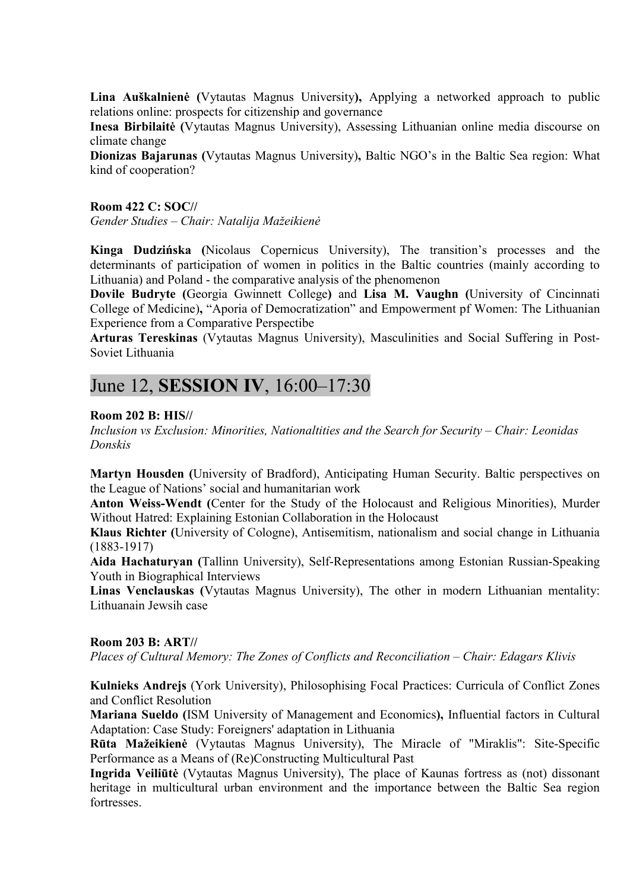**Lina Auškalnienė (**Vytautas Magnus University**),** Applying a networked approach to public relations online: prospects for citizenship and governance

**Inesa Birbilaitė (**Vytautas Magnus University), Assessing Lithuanian online media discourse on climate change

**Dionizas Bajarunas (**Vytautas Magnus University)**,** Baltic NGO's in the Baltic Sea region: What kind of cooperation?

**Room 422 C: SOC//**

*Gender Studies – Chair: Natalija Mažeikienė*

**Kinga Dudzińska (**Nicolaus Copernicus University), The transition's processes and the determinants of participation of women in politics in the Baltic countries (mainly according to Lithuania) and Poland - the comparative analysis of the phenomenon

**Dovile Budryte (**Georgia Gwinnett College**)** and **Lisa M. Vaughn (**University of Cincinnati College of Medicine)**,** "Aporia of Democratization" and Empowerment pf Women: The Lithuanian Experience from a Comparative Perspectibe

**Arturas Tereskinas** (Vytautas Magnus University), Masculinities and Social Suffering in Post-Soviet Lithuania

## June 12, **SESSION IV**, 16:00–17:30

**Room 202 B: HIS//**

*Inclusion vs Exclusion: Minorities, Nationaltities and the Search for Security – Chair: Leonidas Donskis*

**Martyn Housden (**University of Bradford), Anticipating Human Security. Baltic perspectives on the League of Nations' social and humanitarian work

**Anton Weiss-Wendt (**Center for the Study of the Holocaust and Religious Minorities), Murder Without Hatred: Explaining Estonian Collaboration in the Holocaust

**Klaus Richter (**University of Cologne), Antisemitism, nationalism and social change in Lithuania (1883-1917)

**Aida Hachaturyan (**Tallinn University), Self-Representations among Estonian Russian-Speaking Youth in Biographical Interviews

**Linas Venclauskas (**Vytautas Magnus University), The other in modern Lithuanian mentality: Lithuanain Jewsih case

**Room 203 B: ART//**

*Places of Cultural Memory: The Zones of Conflicts and Reconciliation – Chair: Edagars Klivis*

**Kulnieks Andrejs** (York University), Philosophising Focal Practices: Curricula of Conflict Zones and Conflict Resolution

**Mariana Sueldo (**ISM University of Management and Economics**),** Influential factors in Cultural Adaptation: Case Study: Foreigners' adaptation in Lithuania

**Rūta Mažeikienė** (Vytautas Magnus University), The Miracle of "Miraklis": Site-Specific Performance as a Means of (Re)Constructing Multicultural Past

**Ingrida Veiliūtė** (Vytautas Magnus University), The place of Kaunas fortress as (not) dissonant heritage in multicultural urban environment and the importance between the Baltic Sea region fortresses.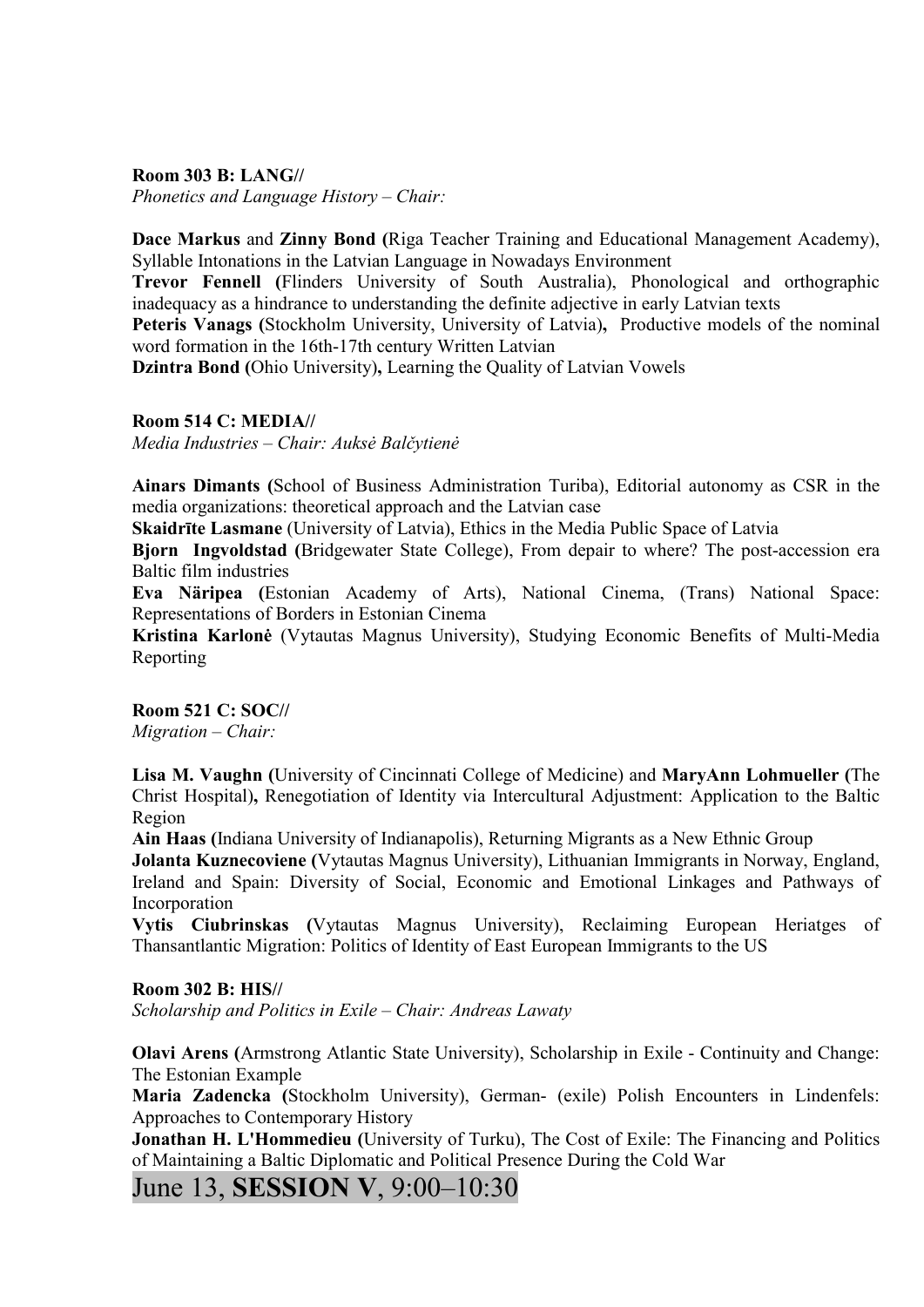**Room 303 B: LANG//**
*Phonetics and Language History – Chair:*

**Dace Markus** and **Zinny Bond (**Riga Teacher Training and Educational Management Academy), Syllable Intonations in the Latvian Language in Nowadays Environment
**Trevor Fennell (**Flinders University of South Australia), Phonological and orthographic inadequacy as a hindrance to understanding the definite adjective in early Latvian texts
**Peteris Vanags (**Stockholm University, University of Latvia**),** Productive models of the nominal word formation in the 16th-17th century Written Latvian
**Dzintra Bond (**Ohio University)**,** Learning the Quality of Latvian Vowels

**Room 514 C: MEDIA//**
*Media Industries – Chair: Auksė Balčytienė*

**Ainars Dimants (**School of Business Administration Turiba), Editorial autonomy as CSR in the media organizations: theoretical approach and the Latvian case
**Skaidrīte Lasmane** (University of Latvia), Ethics in the Media Public Space of Latvia
**Bjorn Ingvoldstad (**Bridgewater State College), From depair to where? The post-accession era Baltic film industries
**Eva Näripea (**Estonian Academy of Arts), National Cinema, (Trans) National Space: Representations of Borders in Estonian Cinema
**Kristina Karlonė** (Vytautas Magnus University), Studying Economic Benefits of Multi-Media Reporting

**Room 521 C: SOC//**
*Migration – Chair:*

**Lisa M. Vaughn (**University of Cincinnati College of Medicine) and **MaryAnn Lohmueller (**The Christ Hospital)**,** Renegotiation of Identity via Intercultural Adjustment: Application to the Baltic Region
**Ain Haas (**Indiana University of Indianapolis), Returning Migrants as a New Ethnic Group
**Jolanta Kuznecoviene (**Vytautas Magnus University), Lithuanian Immigrants in Norway, England, Ireland and Spain: Diversity of Social, Economic and Emotional Linkages and Pathways of Incorporation
**Vytis Ciubrinskas (**Vytautas Magnus University), Reclaiming European Heriatges of Thansantlantic Migration: Politics of Identity of East European Immigrants to the US

**Room 302 B: HIS//**
*Scholarship and Politics in Exile – Chair: Andreas Lawaty*

**Olavi Arens (**Armstrong Atlantic State University), Scholarship in Exile - Continuity and Change: The Estonian Example
**Maria Zadencka (**Stockholm University), German- (exile) Polish Encounters in Lindenfels: Approaches to Contemporary History
**Jonathan H. L'Hommedieu (**University of Turku), The Cost of Exile: The Financing and Politics of Maintaining a Baltic Diplomatic and Political Presence During the Cold War

## June 13, **SESSION V**, 9:00–10:30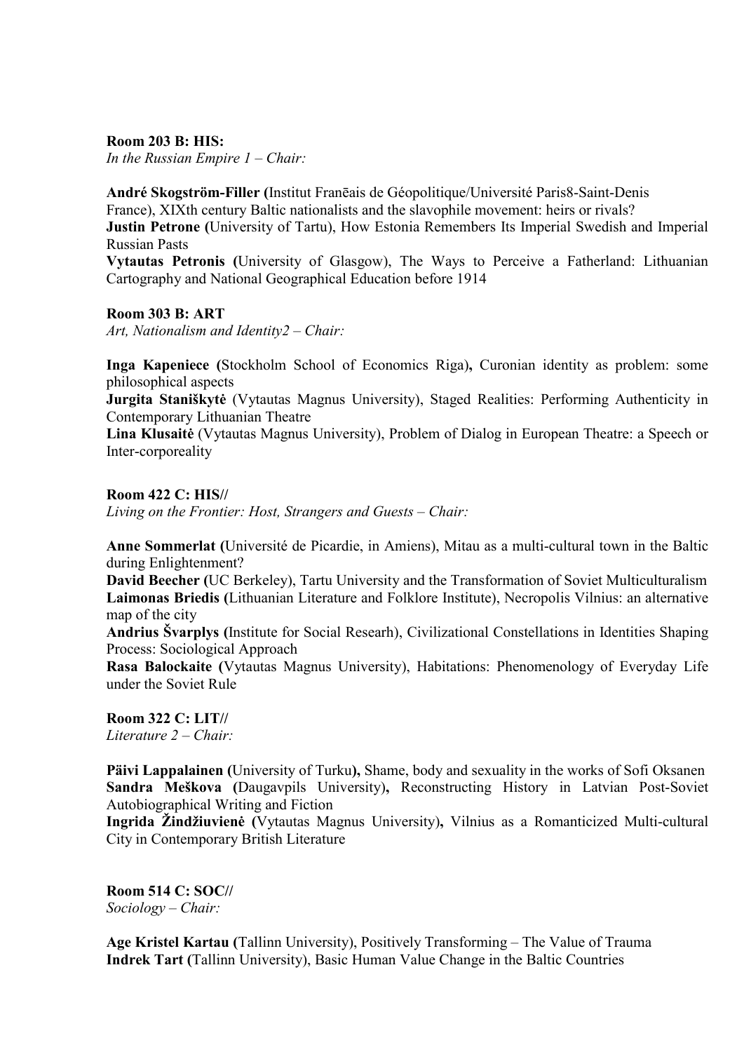**Room 203 B: HIS:**
*In the Russian Empire 1 – Chair:*

**André Skogström-Filler (**Institut Franēais de Géopolitique/Université Paris8-Saint-Denis France), XIXth century Baltic nationalists and the slavophile movement: heirs or rivals?
**Justin Petrone (**University of Tartu), How Estonia Remembers Its Imperial Swedish and Imperial Russian Pasts
**Vytautas Petronis (**University of Glasgow), The Ways to Perceive a Fatherland: Lithuanian Cartography and National Geographical Education before 1914

**Room 303 B: ART**
*Art, Nationalism and Identity2 – Chair:*

**Inga Kapeniece (**Stockholm School of Economics Riga**),** Curonian identity as problem: some philosophical aspects
**Jurgita Staniškytė** (Vytautas Magnus University), Staged Realities: Performing Authenticity in Contemporary Lithuanian Theatre
**Lina Klusaitė** (Vytautas Magnus University), Problem of Dialog in European Theatre: a Speech or Inter-corporeality

**Room 422 C: HIS//**
*Living on the Frontier: Host, Strangers and Guests – Chair:*

**Anne Sommerlat (**Université de Picardie, in Amiens), Mitau as a multi-cultural town in the Baltic during Enlightenment?
**David Beecher (**UC Berkeley), Tartu University and the Transformation of Soviet Multiculturalism
**Laimonas Briedis (**Lithuanian Literature and Folklore Institute), Necropolis Vilnius: an alternative map of the city
**Andrius Švarplys (**Institute for Social Researh), Civilizational Constellations in Identities Shaping Process: Sociological Approach
**Rasa Balockaite (**Vytautas Magnus University), Habitations: Phenomenology of Everyday Life under the Soviet Rule

**Room 322 C: LIT//**
*Literature 2 – Chair:*

**Päivi Lappalainen (**University of Turku**),** Shame, body and sexuality in the works of Sofi Oksanen
**Sandra Meškova (**Daugavpils University)**,** Reconstructing History in Latvian Post-Soviet Autobiographical Writing and Fiction
**Ingrida Žindžiuvienė (**Vytautas Magnus University)**,** Vilnius as a Romanticized Multi-cultural City in Contemporary British Literature

**Room 514 C: SOC//**
*Sociology – Chair:*

**Age Kristel Kartau (**Tallinn University), Positively Transforming – The Value of Trauma
**Indrek Tart (**Tallinn University), Basic Human Value Change in the Baltic Countries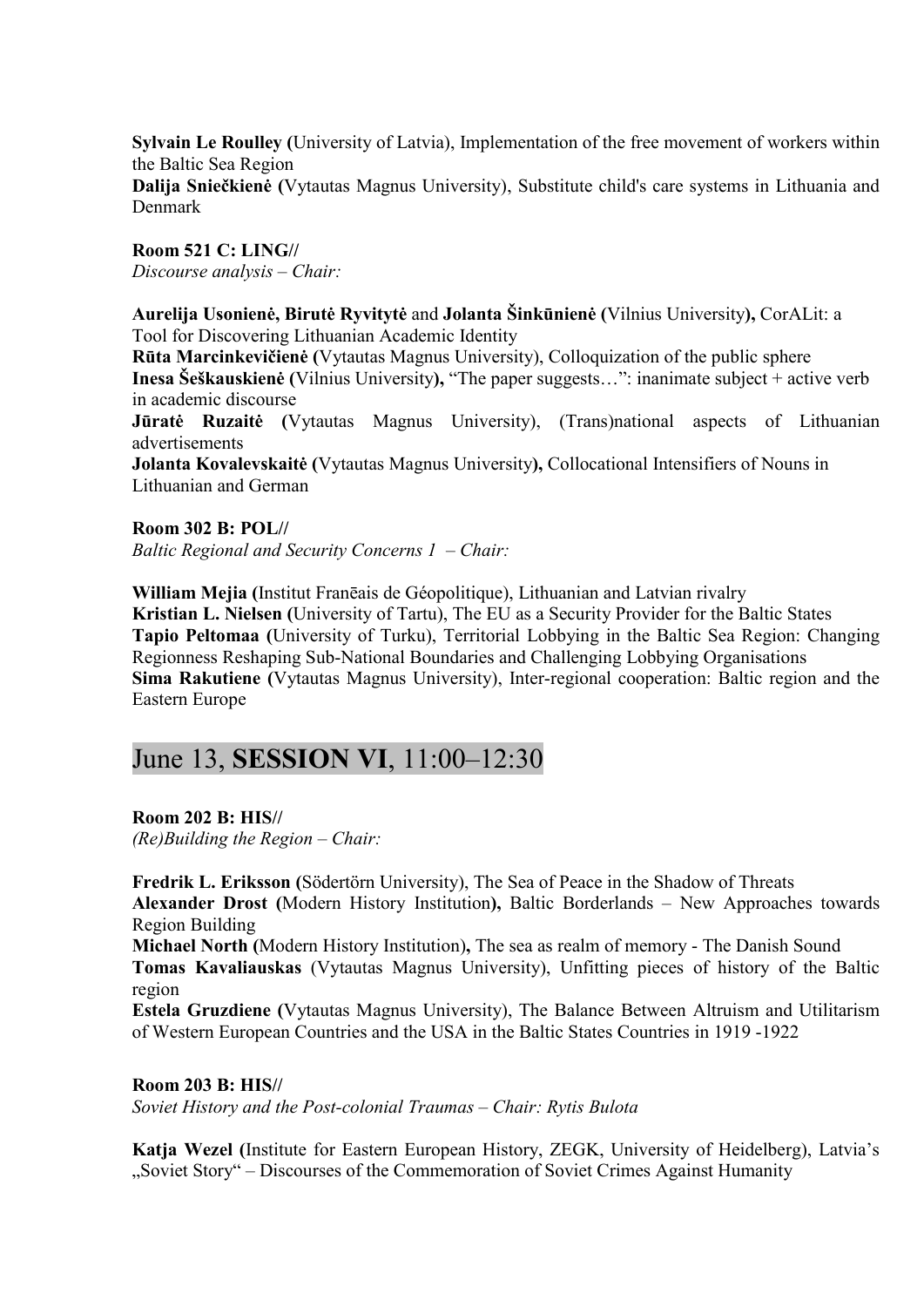**Sylvain Le Roulley (**University of Latvia), Implementation of the free movement of workers within the Baltic Sea Region

**Dalija Sniečkienė (**Vytautas Magnus University), Substitute child's care systems in Lithuania and Denmark

**Room 521 C: LING//**

*Discourse analysis – Chair:*

**Aurelija Usonienė, Birutė Ryvitytė** and **Jolanta Šinkūnienė (**Vilnius University**),** CorALit: a Tool for Discovering Lithuanian Academic Identity

**Rūta Marcinkevičienė (**Vytautas Magnus University), Colloquization of the public sphere

**Inesa Šeškauskienė (**Vilnius University**),** "The paper suggests…": inanimate subject + active verb in academic discourse

**Jūratė Ruzaitė (**Vytautas Magnus University), (Trans)national aspects of Lithuanian advertisements

**Jolanta Kovalevskaitė (**Vytautas Magnus University**),** Collocational Intensifiers of Nouns in Lithuanian and German

**Room 302 B: POL//**

*Baltic Regional and Security Concerns 1 – Chair:*

**William Mejia (**Institut Franēais de Géopolitique), Lithuanian and Latvian rivalry

**Kristian L. Nielsen (**University of Tartu), The EU as a Security Provider for the Baltic States

**Tapio Peltomaa (**University of Turku), Territorial Lobbying in the Baltic Sea Region: Changing Regionness Reshaping Sub-National Boundaries and Challenging Lobbying Organisations

**Sima Rakutiene (**Vytautas Magnus University), Inter-regional cooperation: Baltic region and the Eastern Europe

## June 13, **SESSION VI**, 11:00–12:30

**Room 202 B: HIS//**

*(Re)Building the Region – Chair:*

**Fredrik L. Eriksson (**Södertörn University), The Sea of Peace in the Shadow of Threats

**Alexander Drost (**Modern History Institution**),** Baltic Borderlands – New Approaches towards Region Building

**Michael North (**Modern History Institution**),** The sea as realm of memory - The Danish Sound

**Tomas Kavaliauskas** (Vytautas Magnus University), Unfitting pieces of history of the Baltic region

**Estela Gruzdiene (**Vytautas Magnus University), The Balance Between Altruism and Utilitarism of Western European Countries and the USA in the Baltic States Countries in 1919 -1922

**Room 203 B: HIS//**

*Soviet History and the Post-colonial Traumas – Chair: Rytis Bulota*

**Katja Wezel (**Institute for Eastern European History, ZEGK, University of Heidelberg), Latvia's „Soviet Story" – Discourses of the Commemoration of Soviet Crimes Against Humanity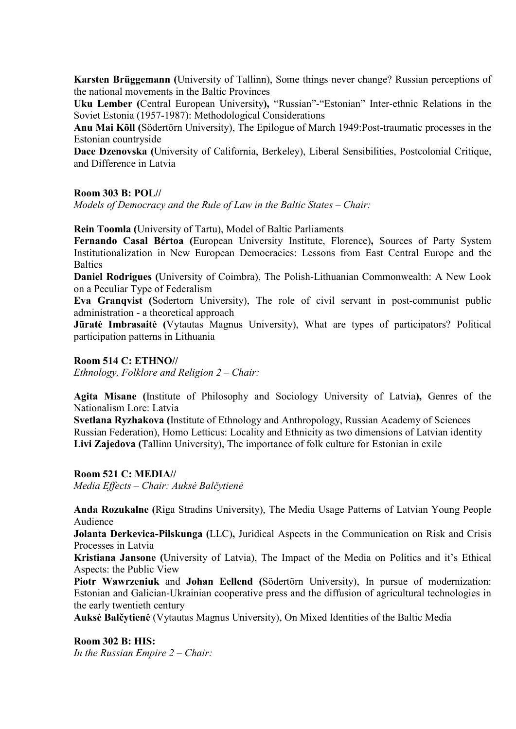**Karsten Brüggemann (**University of Tallinn), Some things never change? Russian perceptions of the national movements in the Baltic Provinces

**Uku Lember (**Central European University**),** "Russian"-"Estonian" Inter-ethnic Relations in the Soviet Estonia (1957-1987): Methodological Considerations

**Anu Mai Kõll (**Södertörn University), The Epilogue of March 1949:Post-traumatic processes in the Estonian countryside

**Dace Dzenovska (**University of California, Berkeley), Liberal Sensibilities, Postcolonial Critique, and Difference in Latvia

**Room 303 B: POL//**

*Models of Democracy and the Rule of Law in the Baltic States – Chair:*

**Rein Toomla (**University of Tartu), Model of Baltic Parliaments

**Fernando Casal Bértoa (**European University Institute, Florence)**,** Sources of Party System Institutionalization in New European Democracies: Lessons from East Central Europe and the Baltics

**Daniel Rodrigues (**University of Coimbra), The Polish-Lithuanian Commonwealth: A New Look on a Peculiar Type of Federalism

**Eva Granqvist (**Sodertorn University), The role of civil servant in post-communist public administration - a theoretical approach

**Jūratė Imbrasaitė (**Vytautas Magnus University), What are types of participators? Political participation patterns in Lithuania

**Room 514 C: ETHNO//**

*Ethnology, Folklore and Religion 2 – Chair:*

**Agita Misane (**Institute of Philosophy and Sociology University of Latvia**),** Genres of the Nationalism Lore: Latvia

**Svetlana Ryzhakova (**Institute of Ethnology and Anthropology, Russian Academy of Sciences Russian Federation), Homo Letticus: Locality and Ethnicity as two dimensions of Latvian identity

**Livi Zajedova (**Tallinn University), The importance of folk culture for Estonian in exile

**Room 521 C: MEDIA//**

*Media Effects – Chair: Auksė Balčytienė*

**Anda Rozukalne (**Riga Stradins University), The Media Usage Patterns of Latvian Young People Audience

**Jolanta Derkevica-Pilskunga (**LLC)**,** Juridical Aspects in the Communication on Risk and Crisis Processes in Latvia

**Kristiana Jansone (**University of Latvia), The Impact of the Media on Politics and it's Ethical Aspects: the Public View

**Piotr Wawrzeniuk** and **Johan Eellend (**Södertörn University), In pursue of modernization: Estonian and Galician-Ukrainian cooperative press and the diffusion of agricultural technologies in the early twentieth century

**Auksė Balčytienė** (Vytautas Magnus University), On Mixed Identities of the Baltic Media

**Room 302 B: HIS:**

*In the Russian Empire 2 – Chair:*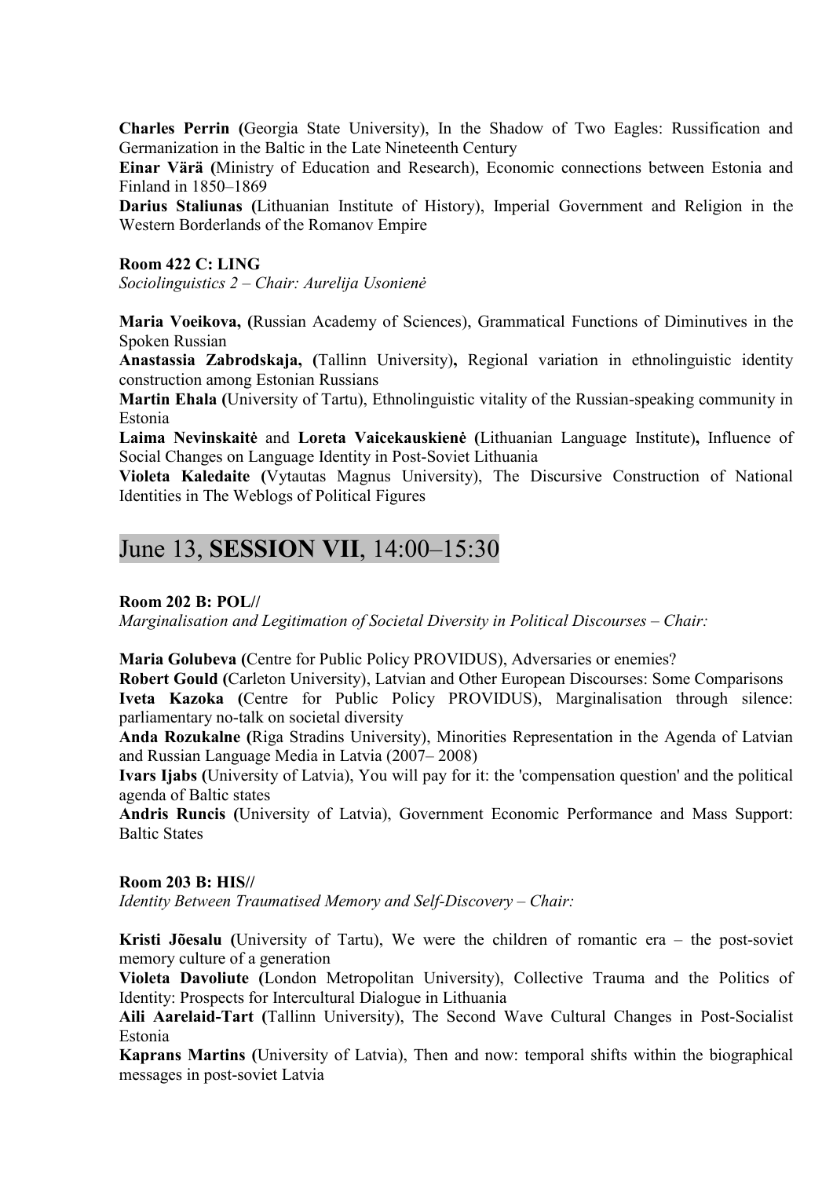**Charles Perrin (**Georgia State University), In the Shadow of Two Eagles: Russification and Germanization in the Baltic in the Late Nineteenth Century

**Einar Värä (**Ministry of Education and Research), Economic connections between Estonia and Finland in 1850–1869

**Darius Staliunas (**Lithuanian Institute of History), Imperial Government and Religion in the Western Borderlands of the Romanov Empire

**Room 422 C: LING**
*Sociolinguistics 2 – Chair: Aurelija Usonienė*

**Maria Voeikova, (**Russian Academy of Sciences), Grammatical Functions of Diminutives in the Spoken Russian

**Anastassia Zabrodskaja, (**Tallinn University**),** Regional variation in ethnolinguistic identity construction among Estonian Russians

**Martin Ehala (**University of Tartu), Ethnolinguistic vitality of the Russian-speaking community in Estonia

**Laima Nevinskaitė** and **Loreta Vaicekauskienė (**Lithuanian Language Institute**),** Influence of Social Changes on Language Identity in Post-Soviet Lithuania

**Violeta Kaledaite (**Vytautas Magnus University), The Discursive Construction of National Identities in The Weblogs of Political Figures

## June 13, **SESSION VII**, 14:00–15:30

**Room 202 B: POL//**
*Marginalisation and Legitimation of Societal Diversity in Political Discourses – Chair:*

**Maria Golubeva (**Centre for Public Policy PROVIDUS), Adversaries or enemies?

**Robert Gould (**Carleton University), Latvian and Other European Discourses: Some Comparisons

**Iveta Kazoka (**Centre for Public Policy PROVIDUS), Marginalisation through silence: parliamentary no-talk on societal diversity

**Anda Rozukalne (**Riga Stradins University), Minorities Representation in the Agenda of Latvian and Russian Language Media in Latvia (2007– 2008)

**Ivars Ijabs (**University of Latvia), You will pay for it: the 'compensation question' and the political agenda of Baltic states

**Andris Runcis (**University of Latvia), Government Economic Performance and Mass Support: Baltic States

**Room 203 B: HIS//**
*Identity Between Traumatised Memory and Self-Discovery – Chair:*

**Kristi Jõesalu (**University of Tartu), We were the children of romantic era – the post-soviet memory culture of a generation

**Violeta Davoliute (**London Metropolitan University), Collective Trauma and the Politics of Identity: Prospects for Intercultural Dialogue in Lithuania

**Aili Aarelaid-Tart (**Tallinn University), The Second Wave Cultural Changes in Post-Socialist Estonia

**Kaprans Martins (**University of Latvia), Then and now: temporal shifts within the biographical messages in post-soviet Latvia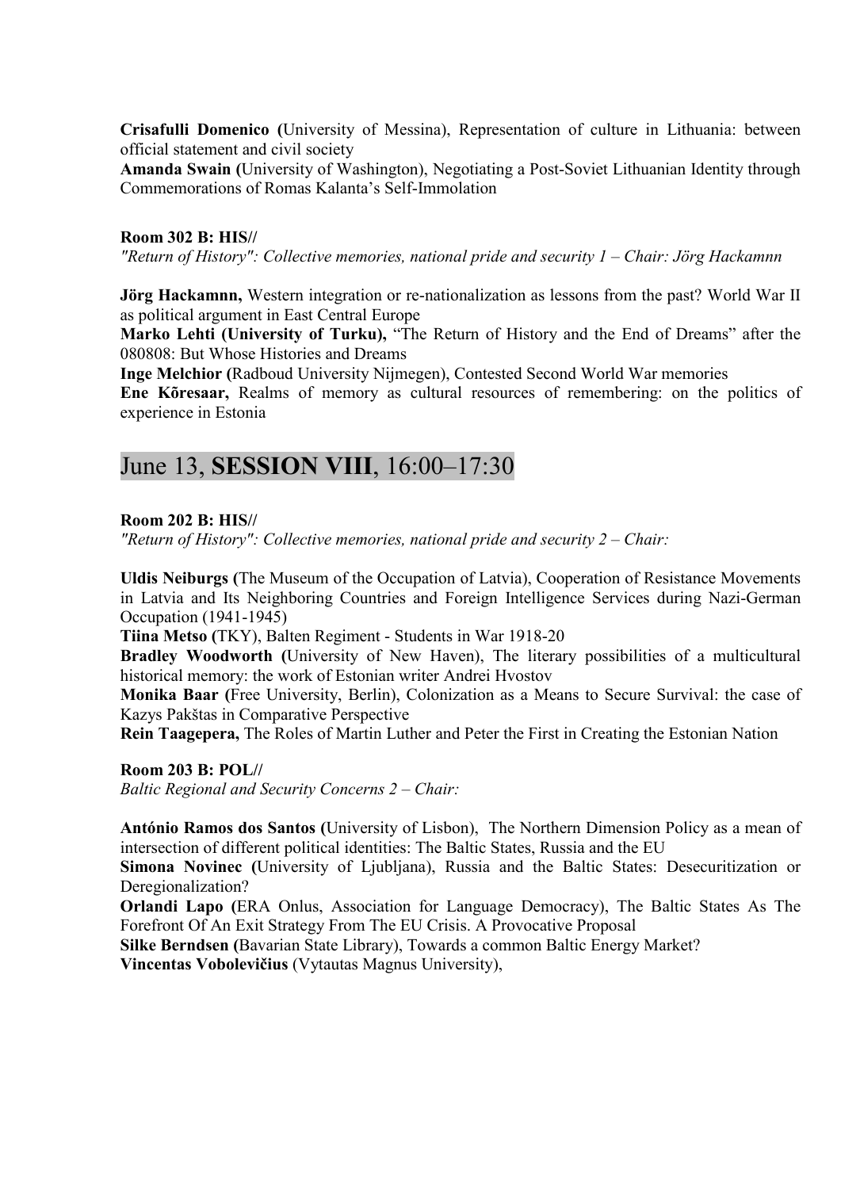**Crisafulli Domenico (**University of Messina), Representation of culture in Lithuania: between official statement and civil society

**Amanda Swain (**University of Washington), Negotiating a Post-Soviet Lithuanian Identity through Commemorations of Romas Kalanta's Self-Immolation

**Room 302 B: HIS//**

*"Return of History": Collective memories, national pride and security 1 – Chair: Jörg Hackamnn*

**Jörg Hackamnn,** Western integration or re-nationalization as lessons from the past? World War II as political argument in East Central Europe

**Marko Lehti (University of Turku),** "The Return of History and the End of Dreams" after the 080808: But Whose Histories and Dreams

**Inge Melchior (**Radboud University Nijmegen), Contested Second World War memories

**Ene Kõresaar,** Realms of memory as cultural resources of remembering: on the politics of experience in Estonia

## June 13, **SESSION VIII**, 16:00–17:30

**Room 202 B: HIS//**

*"Return of History": Collective memories, national pride and security 2 – Chair:*

**Uldis Neiburgs (**The Museum of the Occupation of Latvia), Cooperation of Resistance Movements in Latvia and Its Neighboring Countries and Foreign Intelligence Services during Nazi-German Occupation (1941-1945)

**Tiina Metso (**TKY), Balten Regiment - Students in War 1918-20

**Bradley Woodworth (**University of New Haven), The literary possibilities of a multicultural historical memory: the work of Estonian writer Andrei Hvostov

**Monika Baar (**Free University, Berlin), Colonization as a Means to Secure Survival: the case of Kazys Pakštas in Comparative Perspective

**Rein Taagepera,** The Roles of Martin Luther and Peter the First in Creating the Estonian Nation

**Room 203 B: POL//**

*Baltic Regional and Security Concerns 2 – Chair:*

**António Ramos dos Santos (**University of Lisbon), The Northern Dimension Policy as a mean of intersection of different political identities: The Baltic States, Russia and the EU

**Simona Novinec (**University of Ljubljana), Russia and the Baltic States: Desecuritization or Deregionalization?

**Orlandi Lapo (**ERA Onlus, Association for Language Democracy), The Baltic States As The Forefront Of An Exit Strategy From The EU Crisis. A Provocative Proposal

**Silke Berndsen (**Bavarian State Library), Towards a common Baltic Energy Market?

**Vincentas Vobolevičius** (Vytautas Magnus University),